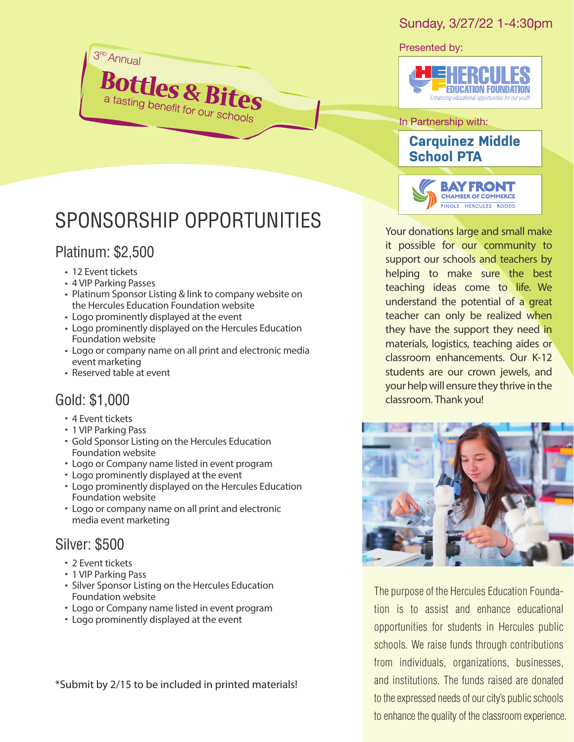3RD Annual

# Bottles & Bites

a tasting benefit for our schools

Sunday, 3/27/22 1-4:30pm

Presented by:

HERCULES EDUCATION FOUNDATION
*Enhancing educational opportunities for our youth*

In Partnership with:

**Carquinez Middle School PTA**

BAY FRONT CHAMBER OF COMMERCE
PINOLE HERCULES RODEO

## SPONSORSHIP OPPORTUNITIES

### Platinum: $2,500

- 12 Event tickets
- 4 VIP Parking Passes
- Platinum Sponsor Listing & link to company website on the Hercules Education Foundation website
- Logo prominently displayed at the event
- Logo prominently displayed on the Hercules Education Foundation website
- Logo or company name on all print and electronic media event marketing
- Reserved table at event

### Gold: $1,000

- 4 Event tickets
- 1 VIP Parking Pass
- Gold Sponsor Listing on the Hercules Education Foundation website
- Logo or Company name listed in event program
- Logo prominently displayed at the event
- Logo prominently displayed on the Hercules Education Foundation website
- Logo or company name on all print and electronic media event marketing

### Silver: $500

- 2 Event tickets
- 1 VIP Parking Pass
- Silver Sponsor Listing on the Hercules Education Foundation website
- Logo or Company name listed in event program
- Logo prominently displayed at the event

*Submit by 2/15 to be included in printed materials!

Your donations large and small make it possible for our community to support our schools and teachers by helping to make sure the best teaching ideas come to life. We understand the potential of a great teacher can only be realized when they have the support they need in materials, logistics, teaching aides or classroom enhancements. Our K-12 students are our crown jewels, and your help will ensure they thrive in the classroom. Thank you!

The purpose of the Hercules Education Foundation is to assist and enhance educational opportunities for students in Hercules public schools. We raise funds through contributions from individuals, organizations, businesses, and institutions. The funds raised are donated to the expressed needs of our city's public schools to enhance the quality of the classroom experience.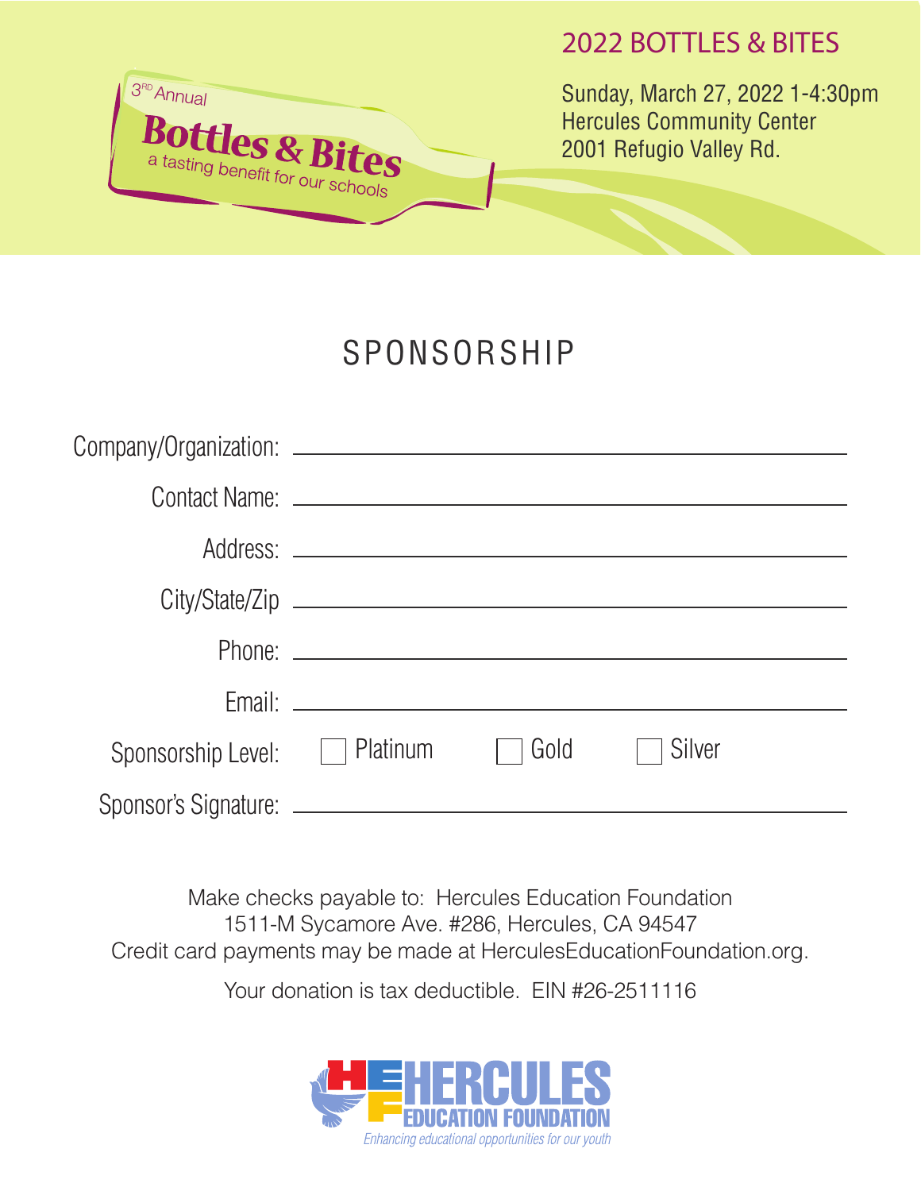3RD Annual

**Bottles & Bites**

a tasting benefit for our schools

# 2022 BOTTLES & BITES

Sunday, March 27, 2022 1-4:30pm
Hercules Community Center
2001 Refugio Valley Rd.

## SPONSORSHIP

Company/Organization: ______________________________

Contact Name: ______________________________

Address: ______________________________

City/State/Zip ______________________________

Phone: ______________________________

Email: ______________________________

Sponsorship Level: ☐ Platinum ☐ Gold ☐ Silver

Sponsor's Signature: ______________________________

Make checks payable to: Hercules Education Foundation
1511-M Sycamore Ave. #286, Hercules, CA 94547
Credit card payments may be made at HerculesEducationFoundation.org.

Your donation is tax deductible. EIN #26-2511116

HERCULES EDUCATION FOUNDATION

*Enhancing educational opportunities for our youth*